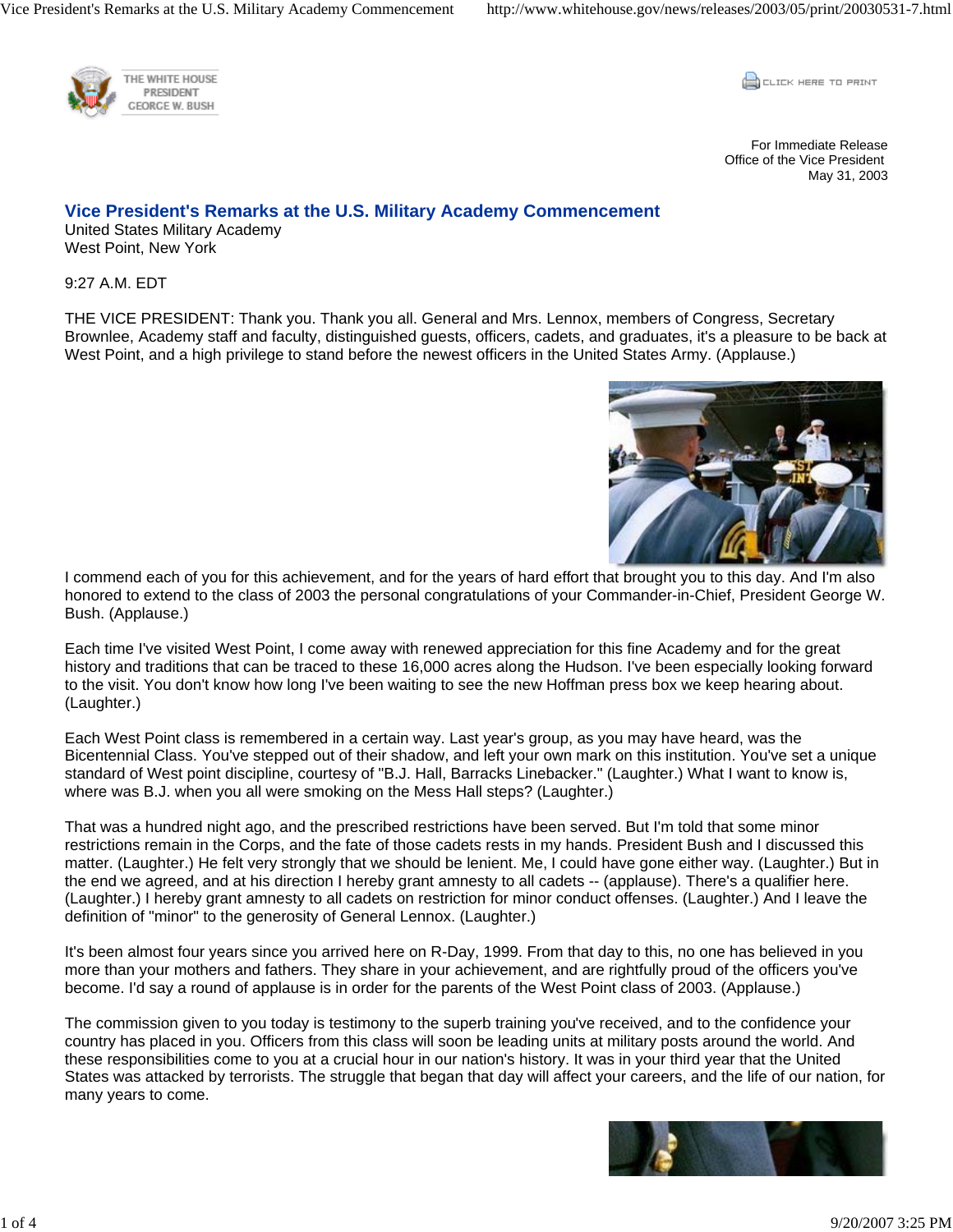THE WHITE HOUSE
PRESIDENT
GEORGE W. BUSH

For Immediate Release
Office of the Vice President
May 31, 2003

# Vice President's Remarks at the U.S. Military Academy Commencement

United States Military Academy
West Point, New York

9:27 A.M. EDT

THE VICE PRESIDENT: Thank you. Thank you all. General and Mrs. Lennox, members of Congress, Secretary Brownlee, Academy staff and faculty, distinguished guests, officers, cadets, and graduates, it's a pleasure to be back at West Point, and a high privilege to stand before the newest officers in the United States Army. (Applause.)

I commend each of you for this achievement, and for the years of hard effort that brought you to this day. And I'm also honored to extend to the class of 2003 the personal congratulations of your Commander-in-Chief, President George W. Bush. (Applause.)

Each time I've visited West Point, I come away with renewed appreciation for this fine Academy and for the great history and traditions that can be traced to these 16,000 acres along the Hudson. I've been especially looking forward to the visit. You don't know how long I've been waiting to see the new Hoffman press box we keep hearing about. (Laughter.)

Each West Point class is remembered in a certain way. Last year's group, as you may have heard, was the Bicentennial Class. You've stepped out of their shadow, and left your own mark on this institution. You've set a unique standard of West point discipline, courtesy of "B.J. Hall, Barracks Linebacker." (Laughter.) What I want to know is, where was B.J. when you all were smoking on the Mess Hall steps? (Laughter.)

That was a hundred night ago, and the prescribed restrictions have been served. But I'm told that some minor restrictions remain in the Corps, and the fate of those cadets rests in my hands. President Bush and I discussed this matter. (Laughter.) He felt very strongly that we should be lenient. Me, I could have gone either way. (Laughter.) But in the end we agreed, and at his direction I hereby grant amnesty to all cadets -- (applause). There's a qualifier here. (Laughter.) I hereby grant amnesty to all cadets on restriction for minor conduct offenses. (Laughter.) And I leave the definition of "minor" to the generosity of General Lennox. (Laughter.)

It's been almost four years since you arrived here on R-Day, 1999. From that day to this, no one has believed in you more than your mothers and fathers. They share in your achievement, and are rightfully proud of the officers you've become. I'd say a round of applause is in order for the parents of the West Point class of 2003. (Applause.)

The commission given to you today is testimony to the superb training you've received, and to the confidence your country has placed in you. Officers from this class will soon be leading units at military posts around the world. And these responsibilities come to you at a crucial hour in our nation's history. It was in your third year that the United States was attacked by terrorists. The struggle that began that day will affect your careers, and the life of our nation, for many years to come.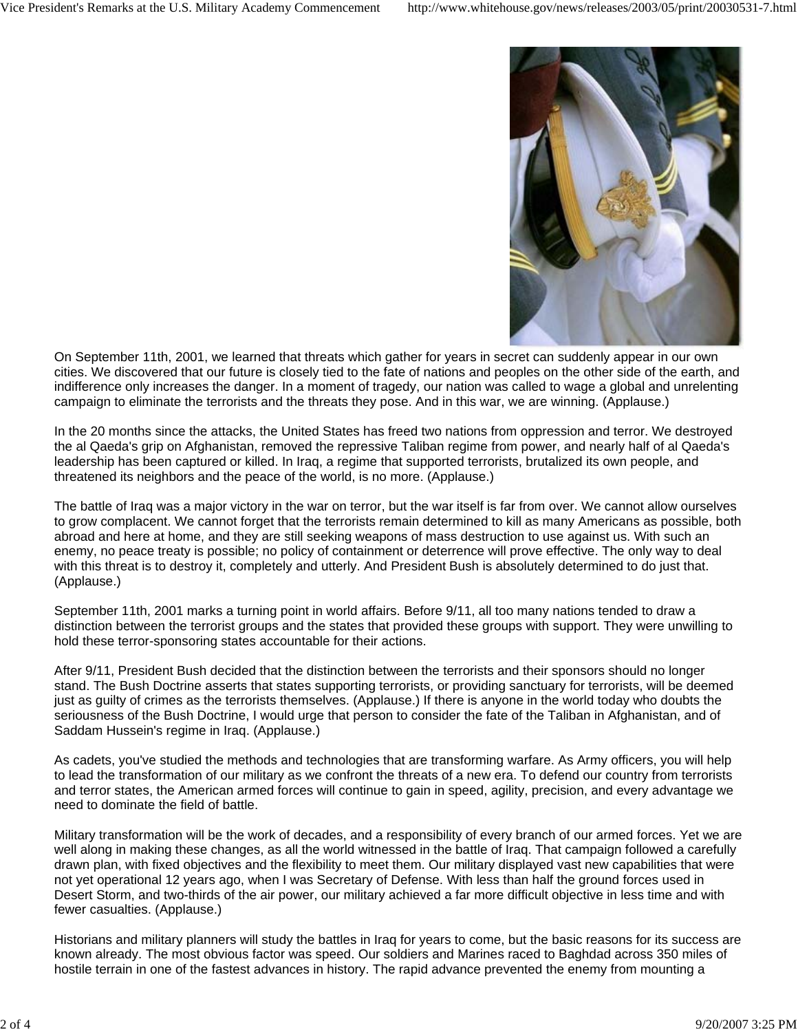On September 11th, 2001, we learned that threats which gather for years in secret can suddenly appear in our own cities. We discovered that our future is closely tied to the fate of nations and peoples on the other side of the earth, and indifference only increases the danger. In a moment of tragedy, our nation was called to wage a global and unrelenting campaign to eliminate the terrorists and the threats they pose. And in this war, we are winning. (Applause.)

In the 20 months since the attacks, the United States has freed two nations from oppression and terror. We destroyed the al Qaeda's grip on Afghanistan, removed the repressive Taliban regime from power, and nearly half of al Qaeda's leadership has been captured or killed. In Iraq, a regime that supported terrorists, brutalized its own people, and threatened its neighbors and the peace of the world, is no more. (Applause.)

The battle of Iraq was a major victory in the war on terror, but the war itself is far from over. We cannot allow ourselves to grow complacent. We cannot forget that the terrorists remain determined to kill as many Americans as possible, both abroad and here at home, and they are still seeking weapons of mass destruction to use against us. With such an enemy, no peace treaty is possible; no policy of containment or deterrence will prove effective. The only way to deal with this threat is to destroy it, completely and utterly. And President Bush is absolutely determined to do just that. (Applause.)

September 11th, 2001 marks a turning point in world affairs. Before 9/11, all too many nations tended to draw a distinction between the terrorist groups and the states that provided these groups with support. They were unwilling to hold these terror-sponsoring states accountable for their actions.

After 9/11, President Bush decided that the distinction between the terrorists and their sponsors should no longer stand. The Bush Doctrine asserts that states supporting terrorists, or providing sanctuary for terrorists, will be deemed just as guilty of crimes as the terrorists themselves. (Applause.) If there is anyone in the world today who doubts the seriousness of the Bush Doctrine, I would urge that person to consider the fate of the Taliban in Afghanistan, and of Saddam Hussein's regime in Iraq. (Applause.)

As cadets, you've studied the methods and technologies that are transforming warfare. As Army officers, you will help to lead the transformation of our military as we confront the threats of a new era. To defend our country from terrorists and terror states, the American armed forces will continue to gain in speed, agility, precision, and every advantage we need to dominate the field of battle.

Military transformation will be the work of decades, and a responsibility of every branch of our armed forces. Yet we are well along in making these changes, as all the world witnessed in the battle of Iraq. That campaign followed a carefully drawn plan, with fixed objectives and the flexibility to meet them. Our military displayed vast new capabilities that were not yet operational 12 years ago, when I was Secretary of Defense. With less than half the ground forces used in Desert Storm, and two-thirds of the air power, our military achieved a far more difficult objective in less time and with fewer casualties. (Applause.)

Historians and military planners will study the battles in Iraq for years to come, but the basic reasons for its success are known already. The most obvious factor was speed. Our soldiers and Marines raced to Baghdad across 350 miles of hostile terrain in one of the fastest advances in history. The rapid advance prevented the enemy from mounting a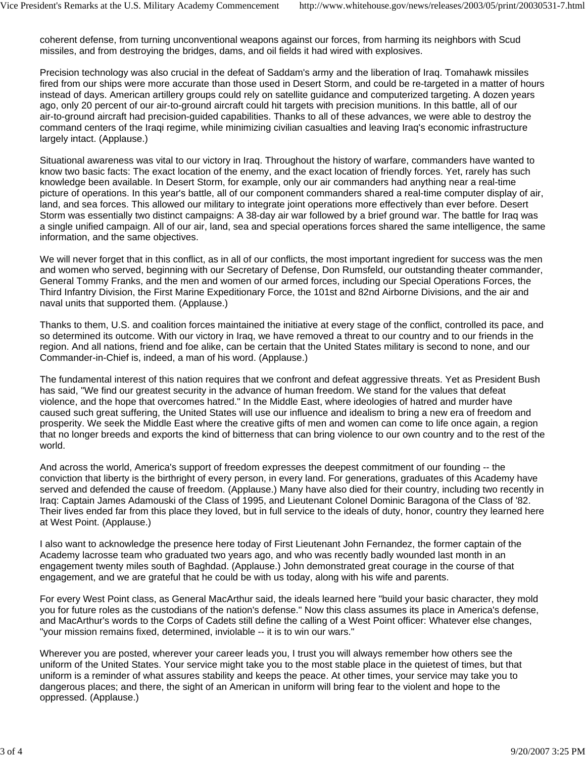coherent defense, from turning unconventional weapons against our forces, from harming its neighbors with Scud missiles, and from destroying the bridges, dams, and oil fields it had wired with explosives.

Precision technology was also crucial in the defeat of Saddam's army and the liberation of Iraq. Tomahawk missiles fired from our ships were more accurate than those used in Desert Storm, and could be re-targeted in a matter of hours instead of days. American artillery groups could rely on satellite guidance and computerized targeting. A dozen years ago, only 20 percent of our air-to-ground aircraft could hit targets with precision munitions. In this battle, all of our air-to-ground aircraft had precision-guided capabilities. Thanks to all of these advances, we were able to destroy the command centers of the Iraqi regime, while minimizing civilian casualties and leaving Iraq's economic infrastructure largely intact. (Applause.)

Situational awareness was vital to our victory in Iraq. Throughout the history of warfare, commanders have wanted to know two basic facts: The exact location of the enemy, and the exact location of friendly forces. Yet, rarely has such knowledge been available. In Desert Storm, for example, only our air commanders had anything near a real-time picture of operations. In this year's battle, all of our component commanders shared a real-time computer display of air, land, and sea forces. This allowed our military to integrate joint operations more effectively than ever before. Desert Storm was essentially two distinct campaigns: A 38-day air war followed by a brief ground war. The battle for Iraq was a single unified campaign. All of our air, land, sea and special operations forces shared the same intelligence, the same information, and the same objectives.

We will never forget that in this conflict, as in all of our conflicts, the most important ingredient for success was the men and women who served, beginning with our Secretary of Defense, Don Rumsfeld, our outstanding theater commander, General Tommy Franks, and the men and women of our armed forces, including our Special Operations Forces, the Third Infantry Division, the First Marine Expeditionary Force, the 101st and 82nd Airborne Divisions, and the air and naval units that supported them. (Applause.)

Thanks to them, U.S. and coalition forces maintained the initiative at every stage of the conflict, controlled its pace, and so determined its outcome. With our victory in Iraq, we have removed a threat to our country and to our friends in the region. And all nations, friend and foe alike, can be certain that the United States military is second to none, and our Commander-in-Chief is, indeed, a man of his word. (Applause.)

The fundamental interest of this nation requires that we confront and defeat aggressive threats. Yet as President Bush has said, "We find our greatest security in the advance of human freedom. We stand for the values that defeat violence, and the hope that overcomes hatred." In the Middle East, where ideologies of hatred and murder have caused such great suffering, the United States will use our influence and idealism to bring a new era of freedom and prosperity. We seek the Middle East where the creative gifts of men and women can come to life once again, a region that no longer breeds and exports the kind of bitterness that can bring violence to our own country and to the rest of the world.

And across the world, America's support of freedom expresses the deepest commitment of our founding -- the conviction that liberty is the birthright of every person, in every land. For generations, graduates of this Academy have served and defended the cause of freedom. (Applause.) Many have also died for their country, including two recently in Iraq: Captain James Adamouski of the Class of 1995, and Lieutenant Colonel Dominic Baragona of the Class of '82. Their lives ended far from this place they loved, but in full service to the ideals of duty, honor, country they learned here at West Point. (Applause.)

I also want to acknowledge the presence here today of First Lieutenant John Fernandez, the former captain of the Academy lacrosse team who graduated two years ago, and who was recently badly wounded last month in an engagement twenty miles south of Baghdad. (Applause.) John demonstrated great courage in the course of that engagement, and we are grateful that he could be with us today, along with his wife and parents.

For every West Point class, as General MacArthur said, the ideals learned here "build your basic character, they mold you for future roles as the custodians of the nation's defense." Now this class assumes its place in America's defense, and MacArthur's words to the Corps of Cadets still define the calling of a West Point officer: Whatever else changes, "your mission remains fixed, determined, inviolable -- it is to win our wars."

Wherever you are posted, wherever your career leads you, I trust you will always remember how others see the uniform of the United States. Your service might take you to the most stable place in the quietest of times, but that uniform is a reminder of what assures stability and keeps the peace. At other times, your service may take you to dangerous places; and there, the sight of an American in uniform will bring fear to the violent and hope to the oppressed. (Applause.)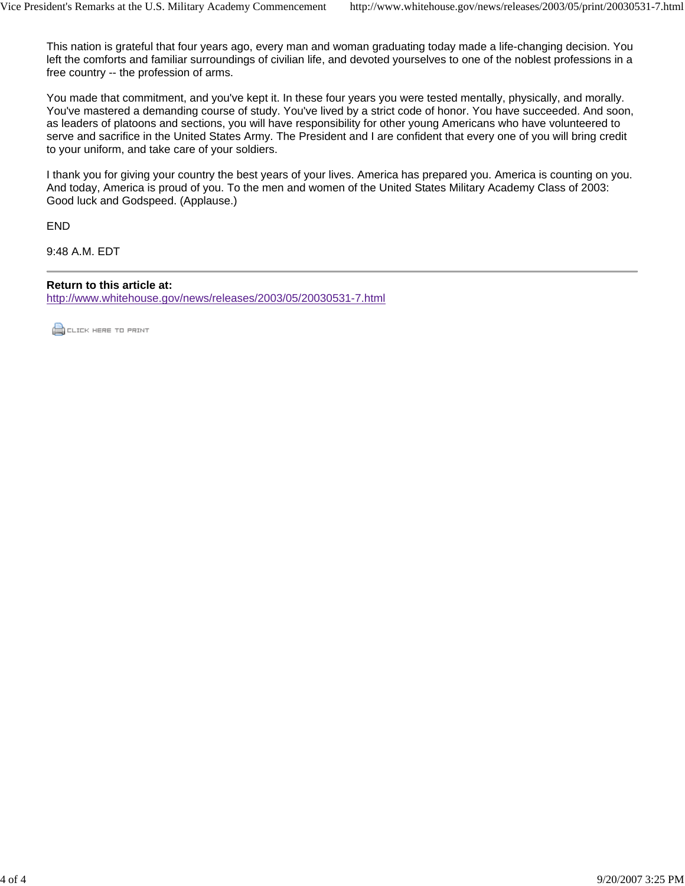This nation is grateful that four years ago, every man and woman graduating today made a life-changing decision. You left the comforts and familiar surroundings of civilian life, and devoted yourselves to one of the noblest professions in a free country -- the profession of arms.

You made that commitment, and you've kept it. In these four years you were tested mentally, physically, and morally. You've mastered a demanding course of study. You've lived by a strict code of honor. You have succeeded. And soon, as leaders of platoons and sections, you will have responsibility for other young Americans who have volunteered to serve and sacrifice in the United States Army. The President and I are confident that every one of you will bring credit to your uniform, and take care of your soldiers.

I thank you for giving your country the best years of your lives. America has prepared you. America is counting on you. And today, America is proud of you. To the men and women of the United States Military Academy Class of 2003: Good luck and Godspeed. (Applause.)

END

9:48 A.M. EDT

---

**Return to this article at:**
http://www.whitehouse.gov/news/releases/2003/05/20030531-7.html

CLICK HERE TO PRINT